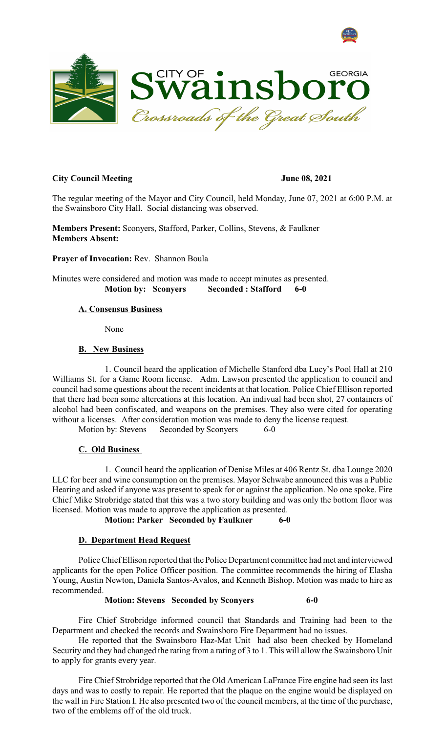**City Council Meeting** **June 08, 2021**

The regular meeting of the Mayor and City Council, held Monday, June 07, 2021 at 6:00 P.M. at the Swainsboro City Hall. Social distancing was observed.

**Members Present:** Sconyers, Stafford, Parker, Collins, Stevens, & Faulkner
**Members Absent:**

**Prayer of Invocation:** Rev. Shannon Boula

Minutes were considered and motion was made to accept minutes as presented.
**Motion by: Sconyers Seconded : Stafford 6-0**

**A. Consensus Business**

None

**B. New Business**

1. Council heard the application of Michelle Stanford dba Lucy's Pool Hall at 210 Williams St. for a Game Room license. Adm. Lawson presented the application to council and council had some questions about the recent incidents at that location. Police Chief Ellison reported that there had been some altercations at this location. An indivual had been shot, 27 containers of alcohol had been confiscated, and weapons on the premises. They also were cited for operating without a licenses. After consideration motion was made to deny the license request.

Motion by: Stevens Seconded by Sconyers 6-0

**C. Old Business**

1. Council heard the application of Denise Miles at 406 Rentz St. dba Lounge 2020 LLC for beer and wine consumption on the premises. Mayor Schwabe announced this was a Public Hearing and asked if anyone was present to speak for or against the application. No one spoke. Fire Chief Mike Strobridge stated that this was a two story building and was only the bottom floor was licensed. Motion was made to approve the application as presented.

**Motion: Parker Seconded by Faulkner 6-0**

**D. Department Head Request**

Police Chief Ellison reported that the Police Department committee had met and interviewed applicants for the open Police Officer position. The committee recommends the hiring of Elasha Young, Austin Newton, Daniela Santos-Avalos, and Kenneth Bishop. Motion was made to hire as recommended.

**Motion: Stevens Seconded by Sconyers 6-0**

Fire Chief Strobridge informed council that Standards and Training had been to the Department and checked the records and Swainsboro Fire Department had no issues.

He reported that the Swainsboro Haz-Mat Unit had also been checked by Homeland Security and they had changed the rating from a rating of 3 to 1. This will allow the Swainsboro Unit to apply for grants every year.

Fire Chief Strobridge reported that the Old American LaFrance Fire engine had seen its last days and was to costly to repair. He reported that the plaque on the engine would be displayed on the wall in Fire Station I. He also presented two of the council members, at the time of the purchase, two of the emblems off of the old truck.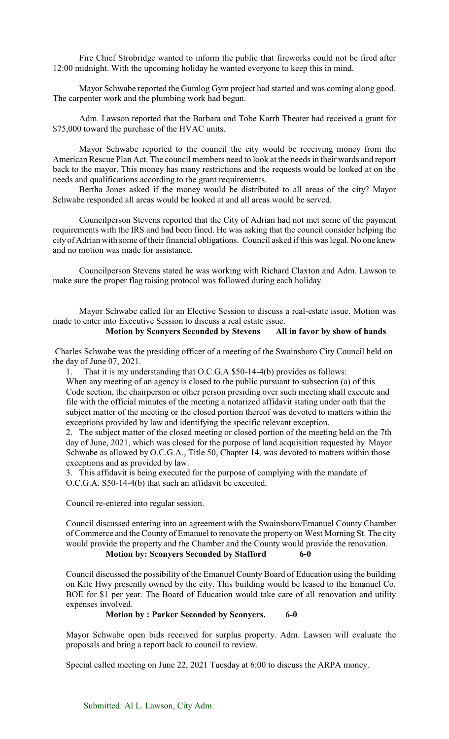Fire Chief Strobridge wanted to inform the public that fireworks could not be fired after 12:00 midnight. With the upcoming holiday he wanted everyone to keep this in mind.

Mayor Schwabe reported the Gumlog Gym project had started and was coming along good. The carpenter work and the plumbing work had begun.

Adm. Lawson reported that the Barbara and Tobe Karrh Theater had received a grant for $75,000 toward the purchase of the HVAC units.

Mayor Schwabe reported to the council the city would be receiving money from the American Rescue Plan Act. The council members need to look at the needs in their wards and report back to the mayor. This money has many restrictions and the requests would be looked at on the needs and qualifications according to the grant requirements.

Bertha Jones asked if the money would be distributed to all areas of the city? Mayor Schwabe responded all areas would be looked at and all areas would be served.

Councilperson Stevens reported that the City of Adrian had not met some of the payment requirements with the IRS and had been fined. He was asking that the council consider helping the city of Adrian with some of their financial obligations. Council asked if this was legal. No one knew and no motion was made for assistance.

Councilperson Stevens stated he was working with Richard Claxton and Adm. Lawson to make sure the proper flag raising protocol was followed during each holiday.

Mayor Schwabe called for an Elective Session to discuss a real-estate issue. Motion was made to enter into Executive Session to discuss a real estate issue.

**Motion by Sconyers Seconded by Stevens All in favor by show of hands**

Charles Schwabe was the presiding officer of a meeting of the Swainsboro City Council held on the day of June 07, 2021.

1. That it is my understanding that O.C.G.A $50-14-4(b) provides as follows:
   When any meeting of an agency is closed to the public pursuant to subsection (a) of this Code section, the chairperson or other person presiding over such meeting shall execute and file with the official minutes of the meeting a notarized affidavit stating under oath that the subject matter of the meeting or the closed portion thereof was devoted to matters within the exceptions provided by law and identifying the specific relevant exception.
2. The subject matter of the closed meeting or closed portion of the meeting held on the 7th day of June, 2021, which was closed for the purpose of land acquisition requested by Mayor Schwabe as allowed by O.C.G.A., Title 50, Chapter 14, was devoted to matters within those exceptions and as provided by law.
3. This affidavit is being executed for the purpose of complying with the mandate of O.C.G.A. S50-14-4(b) that such an affidavit be executed.

Council re-entered into regular session.

Council discussed entering into an agreement with the Swainsboro/Emanuel County Chamber of Commerce and the County of Emanuel to renovate the property on West Morning St. The city would provide the property and the Chamber and the County would provide the renovation.

**Motion by: Sconyers Seconded by Stafford 6-0**

Council discussed the possibility of the Emanuel County Board of Education using the building on Kite Hwy presently owned by the city. This building would be leased to the Emanuel Co. BOE for $1 per year. The Board of Education would take care of all renovation and utility expenses involved.

**Motion by : Parker Seconded by Sconyers. 6-0**

Mayor Schwabe open bids received for surplus property. Adm. Lawson will evaluate the proposals and bring a report back to council to review.

Special called meeting on June 22, 2021 Tuesday at 6:00 to discuss the ARPA money.

Submitted: Al L. Lawson, City Adm.